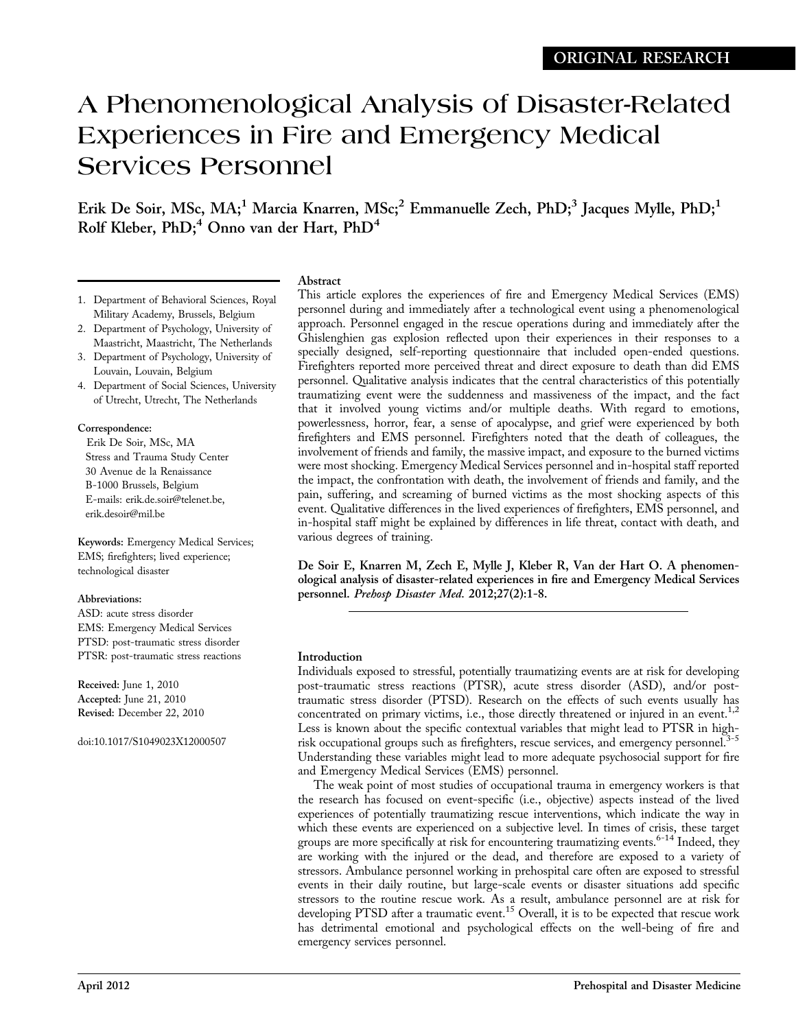ORIGINAL RESEARCH

# A Phenomenological Analysis of Disaster-Related Experiences in Fire and Emergency Medical Services Personnel

Erik De Soir, MSc, MA;[1] Marcia Knarren, MSc;[2] Emmanuelle Zech, PhD;[3] Jacques Mylle, PhD;[1] Rolf Kleber, PhD;[4] Onno van der Hart, PhD[4]

1. Department of Behavioral Sciences, Royal Military Academy, Brussels, Belgium
2. Department of Psychology, University of Maastricht, Maastricht, The Netherlands
3. Department of Psychology, University of Louvain, Louvain, Belgium
4. Department of Social Sciences, University of Utrecht, Utrecht, The Netherlands

**Correspondence:**
Erik De Soir, MSc, MA
Stress and Trauma Study Center
30 Avenue de la Renaissance
B-1000 Brussels, Belgium
E-mails: erik.de.soir@telenet.be, erik.desoir@mil.be

**Keywords:** Emergency Medical Services; EMS; firefighters; lived experience; technological disaster

**Abbreviations:**
ASD: acute stress disorder
EMS: Emergency Medical Services
PTSD: post-traumatic stress disorder
PTSR: post-traumatic stress reactions

**Received:** June 1, 2010
**Accepted:** June 21, 2010
**Revised:** December 22, 2010

doi:10.1017/S1049023X12000507

## Abstract

This article explores the experiences of fire and Emergency Medical Services (EMS) personnel during and immediately after a technological event using a phenomenological approach. Personnel engaged in the rescue operations during and immediately after the Ghislenghien gas explosion reflected upon their experiences in their responses to a specially designed, self-reporting questionnaire that included open-ended questions. Firefighters reported more perceived threat and direct exposure to death than did EMS personnel. Qualitative analysis indicates that the central characteristics of this potentially traumatizing event were the suddenness and massiveness of the impact, and the fact that it involved young victims and/or multiple deaths. With regard to emotions, powerlessness, horror, fear, a sense of apocalypse, and grief were experienced by both firefighters and EMS personnel. Firefighters noted that the death of colleagues, the involvement of friends and family, the massive impact, and exposure to the burned victims were most shocking. Emergency Medical Services personnel and in-hospital staff reported the impact, the confrontation with death, the involvement of friends and family, and the pain, suffering, and screaming of burned victims as the most shocking aspects of this event. Qualitative differences in the lived experiences of firefighters, EMS personnel, and in-hospital staff might be explained by differences in life threat, contact with death, and various degrees of training.

**De Soir E, Knarren M, Zech E, Mylle J, Kleber R, Van der Hart O. A phenomenological analysis of disaster-related experiences in fire and Emergency Medical Services personnel. *Prehosp Disaster Med.* 2012;27(2):1-8.**

## Introduction

Individuals exposed to stressful, potentially traumatizing events are at risk for developing post-traumatic stress reactions (PTSR), acute stress disorder (ASD), and/or post-traumatic stress disorder (PTSD). Research on the effects of such events usually has concentrated on primary victims, i.e., those directly threatened or injured in an event.[1,2] Less is known about the specific contextual variables that might lead to PTSR in high-risk occupational groups such as firefighters, rescue services, and emergency personnel.[3-5] Understanding these variables might lead to more adequate psychosocial support for fire and Emergency Medical Services (EMS) personnel.

The weak point of most studies of occupational trauma in emergency workers is that the research has focused on event-specific (i.e., objective) aspects instead of the lived experiences of potentially traumatizing rescue interventions, which indicate the way in which these events are experienced on a subjective level. In times of crisis, these target groups are more specifically at risk for encountering traumatizing events.[6-14] Indeed, they are working with the injured or the dead, and therefore are exposed to a variety of stressors. Ambulance personnel working in prehospital care often are exposed to stressful events in their daily routine, but large-scale events or disaster situations add specific stressors to the routine rescue work. As a result, ambulance personnel are at risk for developing PTSD after a traumatic event.[15] Overall, it is to be expected that rescue work has detrimental emotional and psychological effects on the well-being of fire and emergency services personnel.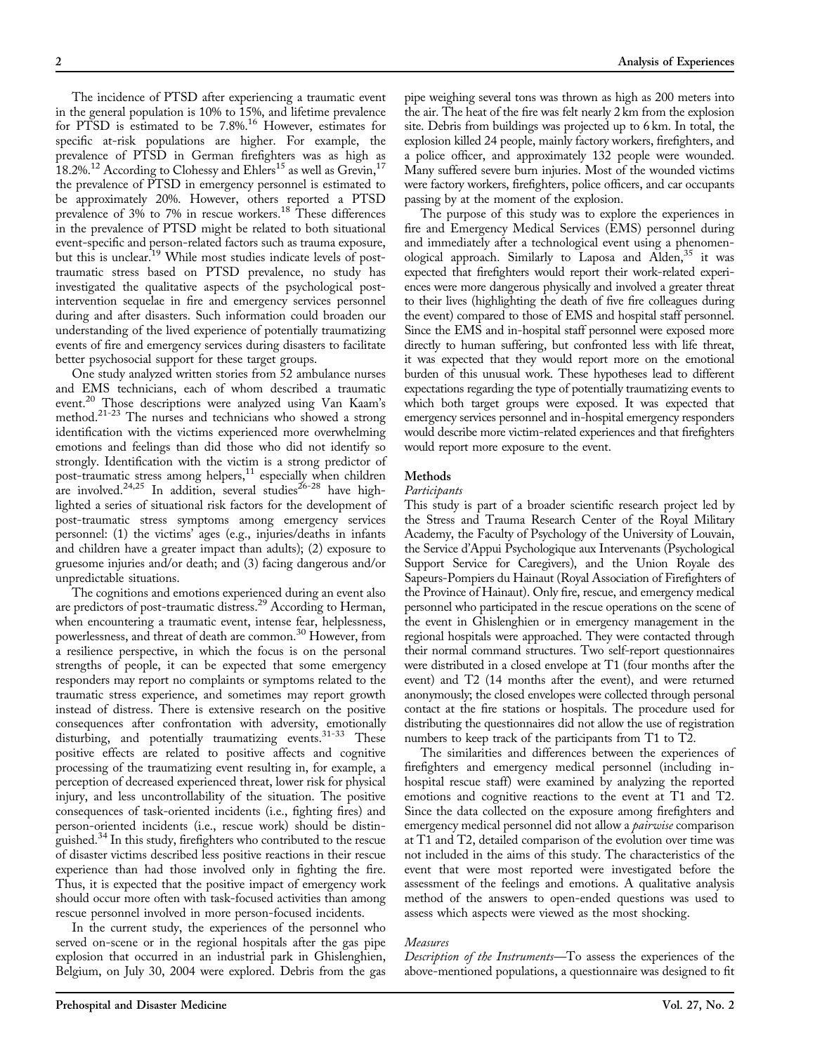The incidence of PTSD after experiencing a traumatic event in the general population is 10% to 15%, and lifetime prevalence for PTSD is estimated to be 7.8%.[16] However, estimates for specific at-risk populations are higher. For example, the prevalence of PTSD in German firefighters was as high as 18.2%.[12] According to Clohessy and Ehlers[15] as well as Grevin,[17] the prevalence of PTSD in emergency personnel is estimated to be approximately 20%. However, others reported a PTSD prevalence of 3% to 7% in rescue workers.[18] These differences in the prevalence of PTSD might be related to both situational event-specific and person-related factors such as trauma exposure, but this is unclear.[19] While most studies indicate levels of post-traumatic stress based on PTSD prevalence, no study has investigated the qualitative aspects of the psychological post-intervention sequelae in fire and emergency services personnel during and after disasters. Such information could broaden our understanding of the lived experience of potentially traumatizing events of fire and emergency services during disasters to facilitate better psychosocial support for these target groups.

One study analyzed written stories from 52 ambulance nurses and EMS technicians, each of whom described a traumatic event.[20] Those descriptions were analyzed using Van Kaam's method.[21-23] The nurses and technicians who showed a strong identification with the victims experienced more overwhelming emotions and feelings than did those who did not identify so strongly. Identification with the victim is a strong predictor of post-traumatic stress among helpers,[11] especially when children are involved.[24,25] In addition, several studies[26-28] have highlighted a series of situational risk factors for the development of post-traumatic stress symptoms among emergency services personnel: (1) the victims' ages (e.g., injuries/deaths in infants and children have a greater impact than adults); (2) exposure to gruesome injuries and/or death; and (3) facing dangerous and/or unpredictable situations.

The cognitions and emotions experienced during an event also are predictors of post-traumatic distress.[29] According to Herman, when encountering a traumatic event, intense fear, helplessness, powerlessness, and threat of death are common.[30] However, from a resilience perspective, in which the focus is on the personal strengths of people, it can be expected that some emergency responders may report no complaints or symptoms related to the traumatic stress experience, and sometimes may report growth instead of distress. There is extensive research on the positive consequences after confrontation with adversity, emotionally disturbing, and potentially traumatizing events.[31-33] These positive effects are related to positive affects and cognitive processing of the traumatizing event resulting in, for example, a perception of decreased experienced threat, lower risk for physical injury, and less uncontrollability of the situation. The positive consequences of task-oriented incidents (i.e., fighting fires) and person-oriented incidents (i.e., rescue work) should be distinguished.[34] In this study, firefighters who contributed to the rescue of disaster victims described less positive reactions in their rescue experience than had those involved only in fighting the fire. Thus, it is expected that the positive impact of emergency work should occur more often with task-focused activities than among rescue personnel involved in more person-focused incidents.

In the current study, the experiences of the personnel who served on-scene or in the regional hospitals after the gas pipe explosion that occurred in an industrial park in Ghislenghien, Belgium, on July 30, 2004 were explored. Debris from the gas pipe weighing several tons was thrown as high as 200 meters into the air. The heat of the fire was felt nearly 2 km from the explosion site. Debris from buildings was projected up to 6 km. In total, the explosion killed 24 people, mainly factory workers, firefighters, and a police officer, and approximately 132 people were wounded. Many suffered severe burn injuries. Most of the wounded victims were factory workers, firefighters, police officers, and car occupants passing by at the moment of the explosion.

The purpose of this study was to explore the experiences in fire and Emergency Medical Services (EMS) personnel during and immediately after a technological event using a phenomenological approach. Similarly to Laposa and Alden,[35] it was expected that firefighters would report their work-related experiences were more dangerous physically and involved a greater threat to their lives (highlighting the death of five fire colleagues during the event) compared to those of EMS and hospital staff personnel. Since the EMS and in-hospital staff personnel were exposed more directly to human suffering, but confronted less with life threat, it was expected that they would report more on the emotional burden of this unusual work. These hypotheses lead to different expectations regarding the type of potentially traumatizing events to which both target groups were exposed. It was expected that emergency services personnel and in-hospital emergency responders would describe more victim-related experiences and that firefighters would report more exposure to the event.

## Methods

### Participants

This study is part of a broader scientific research project led by the Stress and Trauma Research Center of the Royal Military Academy, the Faculty of Psychology of the University of Louvain, the Service d'Appui Psychologique aux Intervenants (Psychological Support Service for Caregivers), and the Union Royale des Sapeurs-Pompiers du Hainaut (Royal Association of Firefighters of the Province of Hainaut). Only fire, rescue, and emergency medical personnel who participated in the rescue operations on the scene of the event in Ghislenghien or in emergency management in the regional hospitals were approached. They were contacted through their normal command structures. Two self-report questionnaires were distributed in a closed envelope at T1 (four months after the event) and T2 (14 months after the event), and were returned anonymously; the closed envelopes were collected through personal contact at the fire stations or hospitals. The procedure used for distributing the questionnaires did not allow the use of registration numbers to keep track of the participants from T1 to T2.

The similarities and differences between the experiences of firefighters and emergency medical personnel (including in-hospital rescue staff) were examined by analyzing the reported emotions and cognitive reactions to the event at T1 and T2. Since the data collected on the exposure among firefighters and emergency medical personnel did not allow a *pairwise* comparison at T1 and T2, detailed comparison of the evolution over time was not included in the aims of this study. The characteristics of the event that were most reported were investigated before the assessment of the feelings and emotions. A qualitative analysis method of the answers to open-ended questions was used to assess which aspects were viewed as the most shocking.

### Measures

*Description of the Instruments*—To assess the experiences of the above-mentioned populations, a questionnaire was designed to fit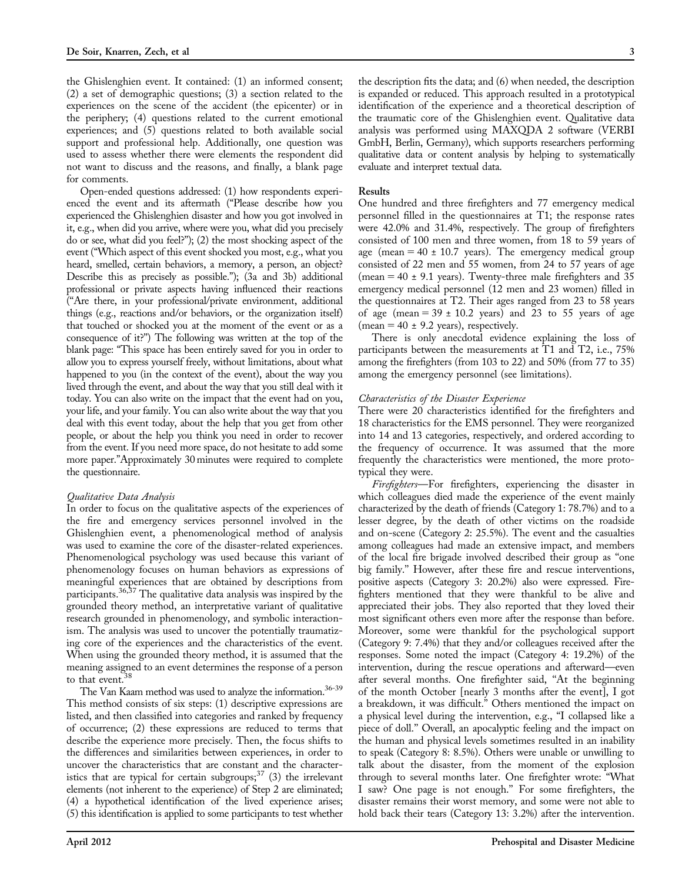the Ghislenghien event. It contained: (1) an informed consent; (2) a set of demographic questions; (3) a section related to the experiences on the scene of the accident (the epicenter) or in the periphery; (4) questions related to the current emotional experiences; and (5) questions related to both available social support and professional help. Additionally, one question was used to assess whether there were elements the respondent did not want to discuss and the reasons, and finally, a blank page for comments.

Open-ended questions addressed: (1) how respondents experienced the event and its aftermath ("Please describe how you experienced the Ghislenghien disaster and how you got involved in it, e.g., when did you arrive, where were you, what did you precisely do or see, what did you feel?"); (2) the most shocking aspect of the event ("Which aspect of this event shocked you most, e.g., what you heard, smelled, certain behaviors, a memory, a person, an object? Describe this as precisely as possible."); (3a and 3b) additional professional or private aspects having influenced their reactions ("Are there, in your professional/private environment, additional things (e.g., reactions and/or behaviors, or the organization itself) that touched or shocked you at the moment of the event or as a consequence of it?") The following was written at the top of the blank page: "This space has been entirely saved for you in order to allow you to express yourself freely, without limitations, about what happened to you (in the context of the event), about the way you lived through the event, and about the way that you still deal with it today. You can also write on the impact that the event had on you, your life, and your family. You can also write about the way that you deal with this event today, about the help that you get from other people, or about the help you think you need in order to recover from the event. If you need more space, do not hesitate to add some more paper."Approximately 30 minutes were required to complete the questionnaire.

### *Qualitative Data Analysis*

In order to focus on the qualitative aspects of the experiences of the fire and emergency services personnel involved in the Ghislenghien event, a phenomenological method of analysis was used to examine the core of the disaster-related experiences. Phenomenological psychology was used because this variant of phenomenology focuses on human behaviors as expressions of meaningful experiences that are obtained by descriptions from participants.[36,37] The qualitative data analysis was inspired by the grounded theory method, an interpretative variant of qualitative research grounded in phenomenology, and symbolic interactionism. The analysis was used to uncover the potentially traumatizing core of the experiences and the characteristics of the event. When using the grounded theory method, it is assumed that the meaning assigned to an event determines the response of a person to that event.[38]

The Van Kaam method was used to analyze the information.[36-39] This method consists of six steps: (1) descriptive expressions are listed, and then classified into categories and ranked by frequency of occurrence; (2) these expressions are reduced to terms that describe the experience more precisely. Then, the focus shifts to the differences and similarities between experiences, in order to uncover the characteristics that are constant and the characteristics that are typical for certain subgroups;[37] (3) the irrelevant elements (not inherent to the experience) of Step 2 are eliminated; (4) a hypothetical identification of the lived experience arises; (5) this identification is applied to some participants to test whether the description fits the data; and (6) when needed, the description is expanded or reduced. This approach resulted in a prototypical identification of the experience and a theoretical description of the traumatic core of the Ghislenghien event. Qualitative data analysis was performed using MAXQDA 2 software (VERBI GmbH, Berlin, Germany), which supports researchers performing qualitative data or content analysis by helping to systematically evaluate and interpret textual data.

## Results

One hundred and three firefighters and 77 emergency medical personnel filled in the questionnaires at T1; the response rates were 42.0% and 31.4%, respectively. The group of firefighters consisted of 100 men and three women, from 18 to 59 years of age (mean = 40 ± 10.7 years). The emergency medical group consisted of 22 men and 55 women, from 24 to 57 years of age (mean = 40 ± 9.1 years). Twenty-three male firefighters and 35 emergency medical personnel (12 men and 23 women) filled in the questionnaires at T2. Their ages ranged from 23 to 58 years of age (mean = 39 ± 10.2 years) and 23 to 55 years of age (mean = 40 ± 9.2 years), respectively.

There is only anecdotal evidence explaining the loss of participants between the measurements at T1 and T2, i.e., 75% among the firefighters (from 103 to 22) and 50% (from 77 to 35) among the emergency personnel (see limitations).

### *Characteristics of the Disaster Experience*

There were 20 characteristics identified for the firefighters and 18 characteristics for the EMS personnel. They were reorganized into 14 and 13 categories, respectively, and ordered according to the frequency of occurrence. It was assumed that the more frequently the characteristics were mentioned, the more prototypical they were.

*Firefighters*—For firefighters, experiencing the disaster in which colleagues died made the experience of the event mainly characterized by the death of friends (Category 1: 78.7%) and to a lesser degree, by the death of other victims on the roadside and on-scene (Category 2: 25.5%). The event and the casualties among colleagues had made an extensive impact, and members of the local fire brigade involved described their group as "one big family." However, after these fire and rescue interventions, positive aspects (Category 3: 20.2%) also were expressed. Firefighters mentioned that they were thankful to be alive and appreciated their jobs. They also reported that they loved their most significant others even more after the response than before. Moreover, some were thankful for the psychological support (Category 9: 7.4%) that they and/or colleagues received after the responses. Some noted the impact (Category 4: 19.2%) of the intervention, during the rescue operations and afterward—even after several months. One firefighter said, "At the beginning of the month October [nearly 3 months after the event], I got a breakdown, it was difficult." Others mentioned the impact on a physical level during the intervention, e.g., "I collapsed like a piece of doll." Overall, an apocalyptic feeling and the impact on the human and physical levels sometimes resulted in an inability to speak (Category 8: 8.5%). Others were unable or unwilling to talk about the disaster, from the moment of the explosion through to several months later. One firefighter wrote: "What I saw? One page is not enough." For some firefighters, the disaster remains their worst memory, and some were not able to hold back their tears (Category 13: 3.2%) after the intervention.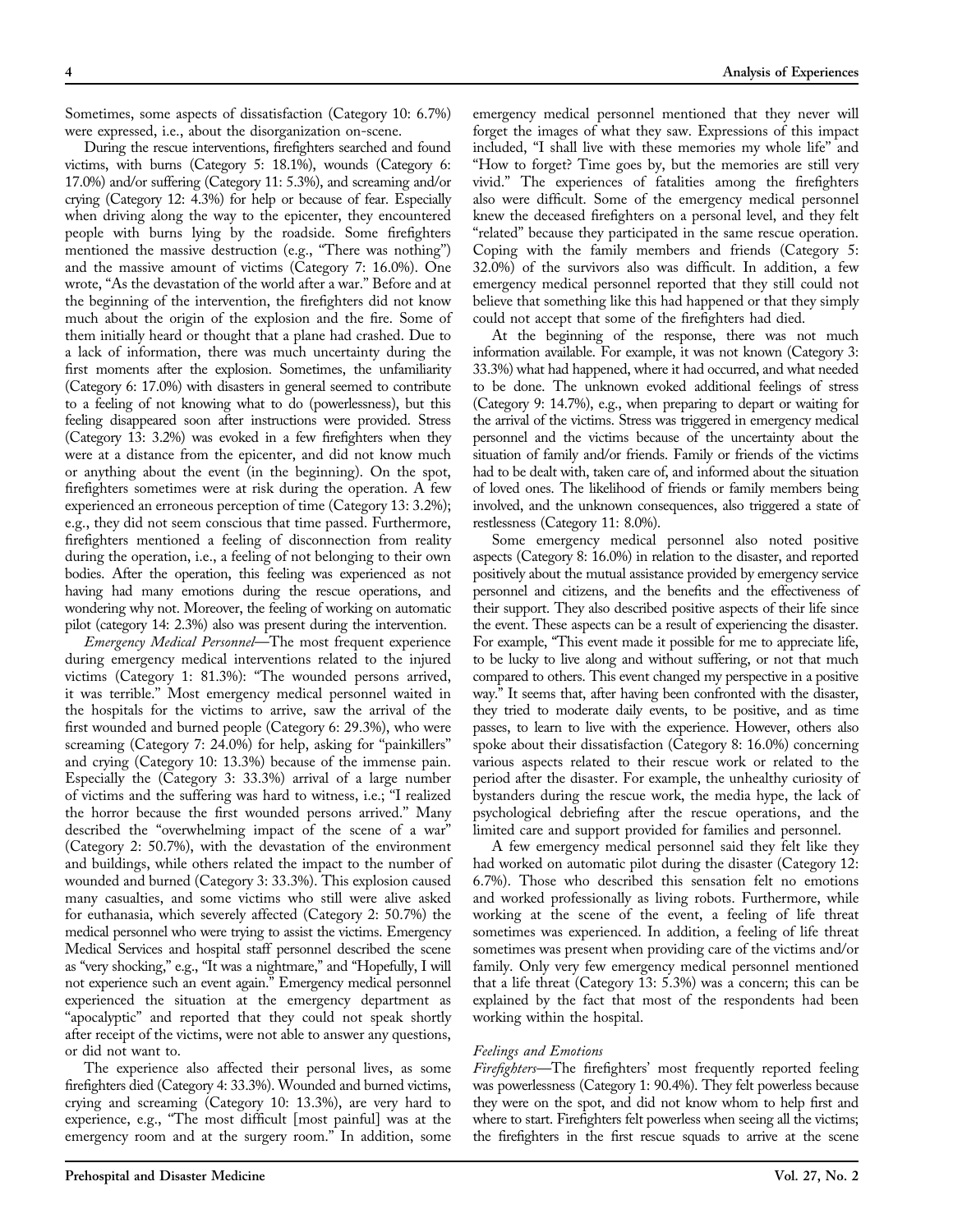Sometimes, some aspects of dissatisfaction (Category 10: 6.7%) were expressed, i.e., about the disorganization on-scene.

During the rescue interventions, firefighters searched and found victims, with burns (Category 5: 18.1%), wounds (Category 6: 17.0%) and/or suffering (Category 11: 5.3%), and screaming and/or crying (Category 12: 4.3%) for help or because of fear. Especially when driving along the way to the epicenter, they encountered people with burns lying by the roadside. Some firefighters mentioned the massive destruction (e.g., "There was nothing") and the massive amount of victims (Category 7: 16.0%). One wrote, "As the devastation of the world after a war." Before and at the beginning of the intervention, the firefighters did not know much about the origin of the explosion and the fire. Some of them initially heard or thought that a plane had crashed. Due to a lack of information, there was much uncertainty during the first moments after the explosion. Sometimes, the unfamiliarity (Category 6: 17.0%) with disasters in general seemed to contribute to a feeling of not knowing what to do (powerlessness), but this feeling disappeared soon after instructions were provided. Stress (Category 13: 3.2%) was evoked in a few firefighters when they were at a distance from the epicenter, and did not know much or anything about the event (in the beginning). On the spot, firefighters sometimes were at risk during the operation. A few experienced an erroneous perception of time (Category 13: 3.2%); e.g., they did not seem conscious that time passed. Furthermore, firefighters mentioned a feeling of disconnection from reality during the operation, i.e., a feeling of not belonging to their own bodies. After the operation, this feeling was experienced as not having had many emotions during the rescue operations, and wondering why not. Moreover, the feeling of working on automatic pilot (category 14: 2.3%) also was present during the intervention.

*Emergency Medical Personnel*—The most frequent experience during emergency medical interventions related to the injured victims (Category 1: 81.3%): "The wounded persons arrived, it was terrible." Most emergency medical personnel waited in the hospitals for the victims to arrive, saw the arrival of the first wounded and burned people (Category 6: 29.3%), who were screaming (Category 7: 24.0%) for help, asking for "painkillers" and crying (Category 10: 13.3%) because of the immense pain. Especially the (Category 3: 33.3%) arrival of a large number of victims and the suffering was hard to witness, i.e.; "I realized the horror because the first wounded persons arrived." Many described the "overwhelming impact of the scene of a war" (Category 2: 50.7%), with the devastation of the environment and buildings, while others related the impact to the number of wounded and burned (Category 3: 33.3%). This explosion caused many casualties, and some victims who still were alive asked for euthanasia, which severely affected (Category 2: 50.7%) the medical personnel who were trying to assist the victims. Emergency Medical Services and hospital staff personnel described the scene as "very shocking," e.g., "It was a nightmare," and "Hopefully, I will not experience such an event again." Emergency medical personnel experienced the situation at the emergency department as "apocalyptic" and reported that they could not speak shortly after receipt of the victims, were not able to answer any questions, or did not want to.

The experience also affected their personal lives, as some firefighters died (Category 4: 33.3%). Wounded and burned victims, crying and screaming (Category 10: 13.3%), are very hard to experience, e.g., "The most difficult [most painful] was at the emergency room and at the surgery room." In addition, some emergency medical personnel mentioned that they never will forget the images of what they saw. Expressions of this impact included, "I shall live with these memories my whole life" and "How to forget? Time goes by, but the memories are still very vivid." The experiences of fatalities among the firefighters also were difficult. Some of the emergency medical personnel knew the deceased firefighters on a personal level, and they felt "related" because they participated in the same rescue operation. Coping with the family members and friends (Category 5: 32.0%) of the survivors also was difficult. In addition, a few emergency medical personnel reported that they still could not believe that something like this had happened or that they simply could not accept that some of the firefighters had died.

At the beginning of the response, there was not much information available. For example, it was not known (Category 3: 33.3%) what had happened, where it had occurred, and what needed to be done. The unknown evoked additional feelings of stress (Category 9: 14.7%), e.g., when preparing to depart or waiting for the arrival of the victims. Stress was triggered in emergency medical personnel and the victims because of the uncertainty about the situation of family and/or friends. Family or friends of the victims had to be dealt with, taken care of, and informed about the situation of loved ones. The likelihood of friends or family members being involved, and the unknown consequences, also triggered a state of restlessness (Category 11: 8.0%).

Some emergency medical personnel also noted positive aspects (Category 8: 16.0%) in relation to the disaster, and reported positively about the mutual assistance provided by emergency service personnel and citizens, and the benefits and the effectiveness of their support. They also described positive aspects of their life since the event. These aspects can be a result of experiencing the disaster. For example, "This event made it possible for me to appreciate life, to be lucky to live along and without suffering, or not that much compared to others. This event changed my perspective in a positive way." It seems that, after having been confronted with the disaster, they tried to moderate daily events, to be positive, and as time passes, to learn to live with the experience. However, others also spoke about their dissatisfaction (Category 8: 16.0%) concerning various aspects related to their rescue work or related to the period after the disaster. For example, the unhealthy curiosity of bystanders during the rescue work, the media hype, the lack of psychological debriefing after the rescue operations, and the limited care and support provided for families and personnel.

A few emergency medical personnel said they felt like they had worked on automatic pilot during the disaster (Category 12: 6.7%). Those who described this sensation felt no emotions and worked professionally as living robots. Furthermore, while working at the scene of the event, a feeling of life threat sometimes was experienced. In addition, a feeling of life threat sometimes was present when providing care of the victims and/or family. Only very few emergency medical personnel mentioned that a life threat (Category 13: 5.3%) was a concern; this can be explained by the fact that most of the respondents had been working within the hospital.

### *Feelings and Emotions*

*Firefighters*—The firefighters' most frequently reported feeling was powerlessness (Category 1: 90.4%). They felt powerless because they were on the spot, and did not know whom to help first and where to start. Firefighters felt powerless when seeing all the victims; the firefighters in the first rescue squads to arrive at the scene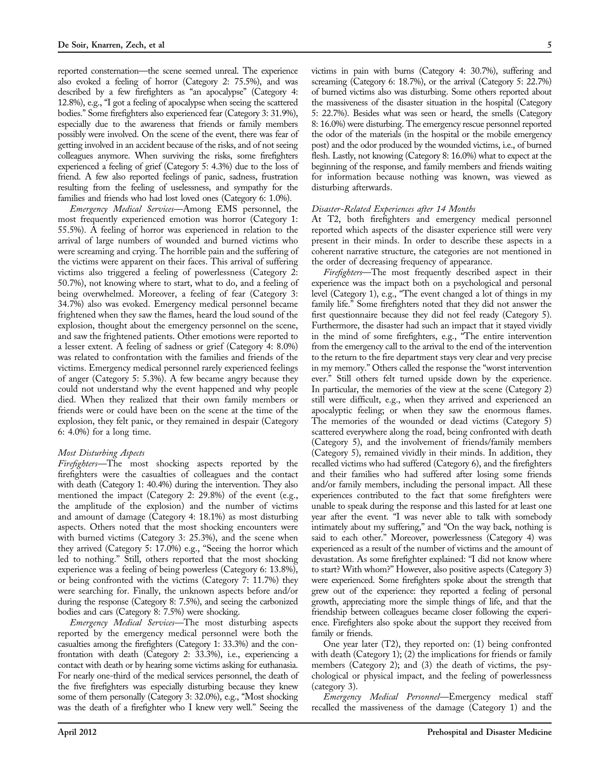reported consternation—the scene seemed unreal. The experience also evoked a feeling of horror (Category 2: 75.5%), and was described by a few firefighters as "an apocalypse" (Category 4: 12.8%), e.g., "I got a feeling of apocalypse when seeing the scattered bodies." Some firefighters also experienced fear (Category 3: 31.9%), especially due to the awareness that friends or family members possibly were involved. On the scene of the event, there was fear of getting involved in an accident because of the risks, and of not seeing colleagues anymore. When surviving the risks, some firefighters experienced a feeling of grief (Category 5: 4.3%) due to the loss of friend. A few also reported feelings of panic, sadness, frustration resulting from the feeling of uselessness, and sympathy for the families and friends who had lost loved ones (Category 6: 1.0%).

*Emergency Medical Services*—Among EMS personnel, the most frequently experienced emotion was horror (Category 1: 55.5%). A feeling of horror was experienced in relation to the arrival of large numbers of wounded and burned victims who were screaming and crying. The horrible pain and the suffering of the victims were apparent on their faces. This arrival of suffering victims also triggered a feeling of powerlessness (Category 2: 50.7%), not knowing where to start, what to do, and a feeling of being overwhelmed. Moreover, a feeling of fear (Category 3: 34.7%) also was evoked. Emergency medical personnel became frightened when they saw the flames, heard the loud sound of the explosion, thought about the emergency personnel on the scene, and saw the frightened patients. Other emotions were reported to a lesser extent. A feeling of sadness or grief (Category 4: 8.0%) was related to confrontation with the families and friends of the victims. Emergency medical personnel rarely experienced feelings of anger (Category 5: 5.3%). A few became angry because they could not understand why the event happened and why people died. When they realized that their own family members or friends were or could have been on the scene at the time of the explosion, they felt panic, or they remained in despair (Category 6: 4.0%) for a long time.

### Most Disturbing Aspects

*Firefighters*—The most shocking aspects reported by the firefighters were the casualties of colleagues and the contact with death (Category 1: 40.4%) during the intervention. They also mentioned the impact (Category 2: 29.8%) of the event (e.g., the amplitude of the explosion) and the number of victims and amount of damage (Category 4: 18.1%) as most disturbing aspects. Others noted that the most shocking encounters were with burned victims (Category 3: 25.3%), and the scene when they arrived (Category 5: 17.0%) e.g., "Seeing the horror which led to nothing." Still, others reported that the most shocking experience was a feeling of being powerless (Category 6: 13.8%), or being confronted with the victims (Category 7: 11.7%) they were searching for. Finally, the unknown aspects before and/or during the response (Category 8: 7.5%), and seeing the carbonized bodies and cars (Category 8: 7.5%) were shocking.

*Emergency Medical Services*—The most disturbing aspects reported by the emergency medical personnel were both the casualties among the firefighters (Category 1: 33.3%) and the confrontation with death (Category 2: 33.3%), i.e., experiencing a contact with death or by hearing some victims asking for euthanasia. For nearly one-third of the medical services personnel, the death of the five firefighters was especially disturbing because they knew some of them personally (Category 3: 32.0%), e.g., "Most shocking was the death of a firefighter who I knew very well." Seeing the victims in pain with burns (Category 4: 30.7%), suffering and screaming (Category 6: 18.7%), or the arrival (Category 5: 22.7%) of burned victims also was disturbing. Some others reported about the massiveness of the disaster situation in the hospital (Category 5: 22.7%). Besides what was seen or heard, the smells (Category 8: 16.0%) were disturbing. The emergency rescue personnel reported the odor of the materials (in the hospital or the mobile emergency post) and the odor produced by the wounded victims, i.e., of burned flesh. Lastly, not knowing (Category 8: 16.0%) what to expect at the beginning of the response, and family members and friends waiting for information because nothing was known, was viewed as disturbing afterwards.

### Disaster-Related Experiences after 14 Months

At T2, both firefighters and emergency medical personnel reported which aspects of the disaster experience still were very present in their minds. In order to describe these aspects in a coherent narrative structure, the categories are not mentioned in the order of decreasing frequency of appearance.

*Firefighters*—The most frequently described aspect in their experience was the impact both on a psychological and personal level (Category 1), e.g., "The event changed a lot of things in my family life." Some firefighters noted that they did not answer the first questionnaire because they did not feel ready (Category 5). Furthermore, the disaster had such an impact that it stayed vividly in the mind of some firefighters, e.g., "The entire intervention from the emergency call to the arrival to the end of the intervention to the return to the fire department stays very clear and very precise in my memory." Others called the response the "worst intervention ever." Still others felt turned upside down by the experience. In particular, the memories of the view at the scene (Category 2) still were difficult, e.g., when they arrived and experienced an apocalyptic feeling; or when they saw the enormous flames. The memories of the wounded or dead victims (Category 5) scattered everywhere along the road, being confronted with death (Category 5), and the involvement of friends/family members (Category 5), remained vividly in their minds. In addition, they recalled victims who had suffered (Category 6), and the firefighters and their families who had suffered after losing some friends and/or family members, including the personal impact. All these experiences contributed to the fact that some firefighters were unable to speak during the response and this lasted for at least one year after the event. "I was never able to talk with somebody intimately about my suffering," and "On the way back, nothing is said to each other." Moreover, powerlessness (Category 4) was experienced as a result of the number of victims and the amount of devastation. As some firefighter explained: "I did not know where to start? With whom?" However, also positive aspects (Category 3) were experienced. Some firefighters spoke about the strength that grew out of the experience: they reported a feeling of personal growth, appreciating more the simple things of life, and that the friendship between colleagues became closer following the experience. Firefighters also spoke about the support they received from family or friends.

One year later (T2), they reported on: (1) being confronted with death (Category 1); (2) the implications for friends or family members (Category 2); and (3) the death of victims, the psychological or physical impact, and the feeling of powerlessness (category 3).

*Emergency Medical Personnel*—Emergency medical staff recalled the massiveness of the damage (Category 1) and the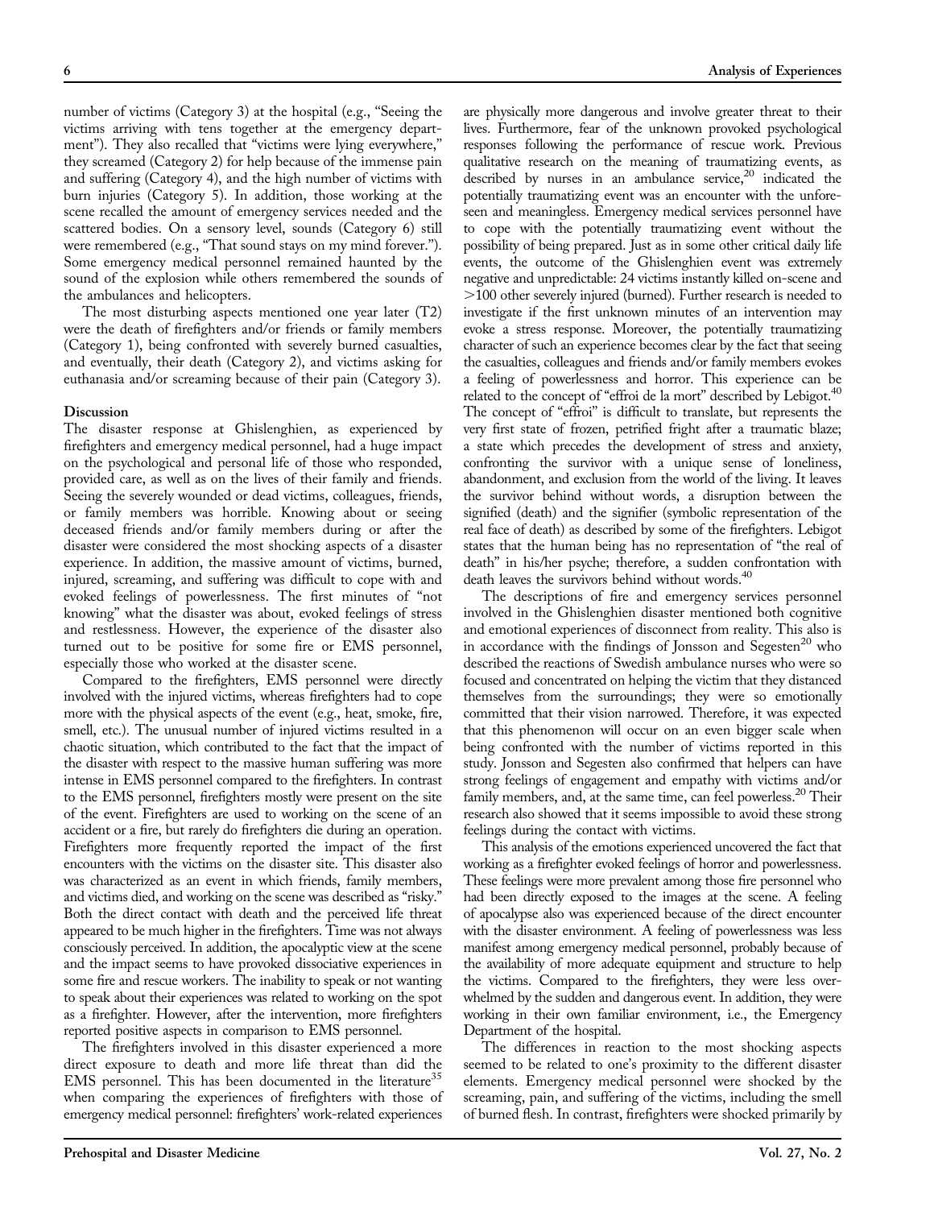number of victims (Category 3) at the hospital (e.g., "Seeing the victims arriving with tens together at the emergency department"). They also recalled that "victims were lying everywhere," they screamed (Category 2) for help because of the immense pain and suffering (Category 4), and the high number of victims with burn injuries (Category 5). In addition, those working at the scene recalled the amount of emergency services needed and the scattered bodies. On a sensory level, sounds (Category 6) still were remembered (e.g., "That sound stays on my mind forever."). Some emergency medical personnel remained haunted by the sound of the explosion while others remembered the sounds of the ambulances and helicopters.

The most disturbing aspects mentioned one year later (T2) were the death of firefighters and/or friends or family members (Category 1), being confronted with severely burned casualties, and eventually, their death (Category 2), and victims asking for euthanasia and/or screaming because of their pain (Category 3).

## Discussion

The disaster response at Ghislenghien, as experienced by firefighters and emergency medical personnel, had a huge impact on the psychological and personal life of those who responded, provided care, as well as on the lives of their family and friends. Seeing the severely wounded or dead victims, colleagues, friends, or family members was horrible. Knowing about or seeing deceased friends and/or family members during or after the disaster were considered the most shocking aspects of a disaster experience. In addition, the massive amount of victims, burned, injured, screaming, and suffering was difficult to cope with and evoked feelings of powerlessness. The first minutes of "not knowing" what the disaster was about, evoked feelings of stress and restlessness. However, the experience of the disaster also turned out to be positive for some fire or EMS personnel, especially those who worked at the disaster scene.

Compared to the firefighters, EMS personnel were directly involved with the injured victims, whereas firefighters had to cope more with the physical aspects of the event (e.g., heat, smoke, fire, smell, etc.). The unusual number of injured victims resulted in a chaotic situation, which contributed to the fact that the impact of the disaster with respect to the massive human suffering was more intense in EMS personnel compared to the firefighters. In contrast to the EMS personnel, firefighters mostly were present on the site of the event. Firefighters are used to working on the scene of an accident or a fire, but rarely do firefighters die during an operation. Firefighters more frequently reported the impact of the first encounters with the victims on the disaster site. This disaster also was characterized as an event in which friends, family members, and victims died, and working on the scene was described as "risky." Both the direct contact with death and the perceived life threat appeared to be much higher in the firefighters. Time was not always consciously perceived. In addition, the apocalyptic view at the scene and the impact seems to have provoked dissociative experiences in some fire and rescue workers. The inability to speak or not wanting to speak about their experiences was related to working on the spot as a firefighter. However, after the intervention, more firefighters reported positive aspects in comparison to EMS personnel.

The firefighters involved in this disaster experienced a more direct exposure to death and more life threat than did the EMS personnel. This has been documented in the literature[35] when comparing the experiences of firefighters with those of emergency medical personnel: firefighters' work-related experiences are physically more dangerous and involve greater threat to their lives. Furthermore, fear of the unknown provoked psychological responses following the performance of rescue work. Previous qualitative research on the meaning of traumatizing events, as described by nurses in an ambulance service,[20] indicated the potentially traumatizing event was an encounter with the unforeseen and meaningless. Emergency medical services personnel have to cope with the potentially traumatizing event without the possibility of being prepared. Just as in some other critical daily life events, the outcome of the Ghislenghien event was extremely negative and unpredictable: 24 victims instantly killed on-scene and >100 other severely injured (burned). Further research is needed to investigate if the first unknown minutes of an intervention may evoke a stress response. Moreover, the potentially traumatizing character of such an experience becomes clear by the fact that seeing the casualties, colleagues and friends and/or family members evokes a feeling of powerlessness and horror. This experience can be related to the concept of "effroi de la mort" described by Lebigot.[40] The concept of "effroi" is difficult to translate, but represents the very first state of frozen, petrified fright after a traumatic blaze; a state which precedes the development of stress and anxiety, confronting the survivor with a unique sense of loneliness, abandonment, and exclusion from the world of the living. It leaves the survivor behind without words, a disruption between the signified (death) and the signifier (symbolic representation of the real face of death) as described by some of the firefighters. Lebigot states that the human being has no representation of "the real of death" in his/her psyche; therefore, a sudden confrontation with death leaves the survivors behind without words.[40]

The descriptions of fire and emergency services personnel involved in the Ghislenghien disaster mentioned both cognitive and emotional experiences of disconnect from reality. This also is in accordance with the findings of Jonsson and Segesten[20] who described the reactions of Swedish ambulance nurses who were so focused and concentrated on helping the victim that they distanced themselves from the surroundings; they were so emotionally committed that their vision narrowed. Therefore, it was expected that this phenomenon will occur on an even bigger scale when being confronted with the number of victims reported in this study. Jonsson and Segesten also confirmed that helpers can have strong feelings of engagement and empathy with victims and/or family members, and, at the same time, can feel powerless.[20] Their research also showed that it seems impossible to avoid these strong feelings during the contact with victims.

This analysis of the emotions experienced uncovered the fact that working as a firefighter evoked feelings of horror and powerlessness. These feelings were more prevalent among those fire personnel who had been directly exposed to the images at the scene. A feeling of apocalypse also was experienced because of the direct encounter with the disaster environment. A feeling of powerlessness was less manifest among emergency medical personnel, probably because of the availability of more adequate equipment and structure to help the victims. Compared to the firefighters, they were less overwhelmed by the sudden and dangerous event. In addition, they were working in their own familiar environment, i.e., the Emergency Department of the hospital.

The differences in reaction to the most shocking aspects seemed to be related to one's proximity to the different disaster elements. Emergency medical personnel were shocked by the screaming, pain, and suffering of the victims, including the smell of burned flesh. In contrast, firefighters were shocked primarily by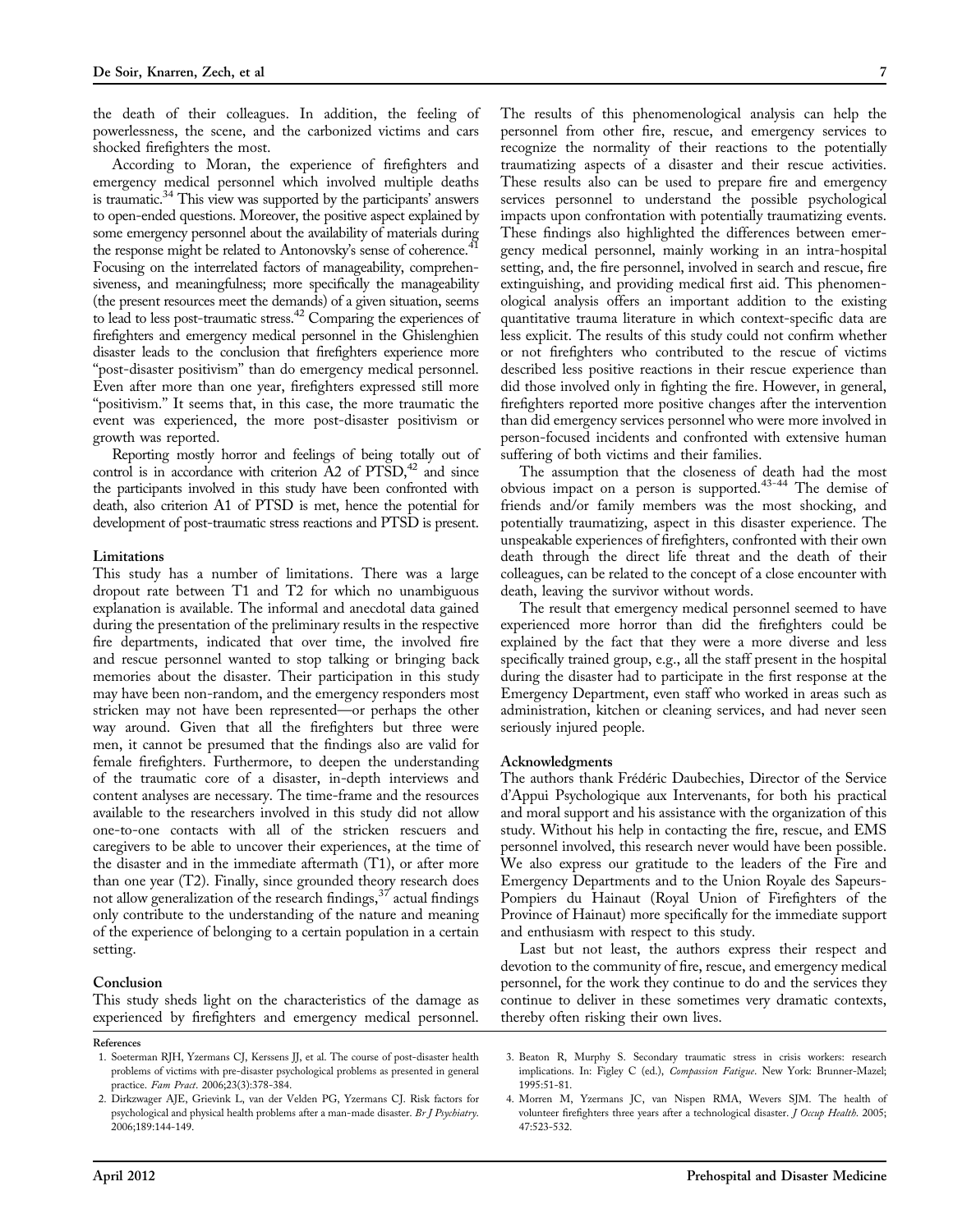the death of their colleagues. In addition, the feeling of powerlessness, the scene, and the carbonized victims and cars shocked firefighters the most.

According to Moran, the experience of firefighters and emergency medical personnel which involved multiple deaths is traumatic.[34] This view was supported by the participants' answers to open-ended questions. Moreover, the positive aspect explained by some emergency personnel about the availability of materials during the response might be related to Antonovsky's sense of coherence.[41] Focusing on the interrelated factors of manageability, comprehensiveness, and meaningfulness; more specifically the manageability (the present resources meet the demands) of a given situation, seems to lead to less post-traumatic stress.[42] Comparing the experiences of firefighters and emergency medical personnel in the Ghislenghien disaster leads to the conclusion that firefighters experience more "post-disaster positivism" than do emergency medical personnel. Even after more than one year, firefighters expressed still more "positivism." It seems that, in this case, the more traumatic the event was experienced, the more post-disaster positivism or growth was reported.

Reporting mostly horror and feelings of being totally out of control is in accordance with criterion A2 of PTSD,[42] and since the participants involved in this study have been confronted with death, also criterion A1 of PTSD is met, hence the potential for development of post-traumatic stress reactions and PTSD is present.

### Limitations

This study has a number of limitations. There was a large dropout rate between T1 and T2 for which no unambiguous explanation is available. The informal and anecdotal data gained during the presentation of the preliminary results in the respective fire departments, indicated that over time, the involved fire and rescue personnel wanted to stop talking or bringing back memories about the disaster. Their participation in this study may have been non-random, and the emergency responders most stricken may not have been represented—or perhaps the other way around. Given that all the firefighters but three were men, it cannot be presumed that the findings also are valid for female firefighters. Furthermore, to deepen the understanding of the traumatic core of a disaster, in-depth interviews and content analyses are necessary. The time-frame and the resources available to the researchers involved in this study did not allow one-to-one contacts with all of the stricken rescuers and caregivers to be able to uncover their experiences, at the time of the disaster and in the immediate aftermath (T1), or after more than one year (T2). Finally, since grounded theory research does not allow generalization of the research findings,[37] actual findings only contribute to the understanding of the nature and meaning of the experience of belonging to a certain population in a certain setting.

### Conclusion

This study sheds light on the characteristics of the damage as experienced by firefighters and emergency medical personnel. The results of this phenomenological analysis can help the personnel from other fire, rescue, and emergency services to recognize the normality of their reactions to the potentially traumatizing aspects of a disaster and their rescue activities. These results also can be used to prepare fire and emergency services personnel to understand the possible psychological impacts upon confrontation with potentially traumatizing events. These findings also highlighted the differences between emergency medical personnel, mainly working in an intra-hospital setting, and, the fire personnel, involved in search and rescue, fire extinguishing, and providing medical first aid. This phenomenological analysis offers an important addition to the existing quantitative trauma literature in which context-specific data are less explicit. The results of this study could not confirm whether or not firefighters who contributed to the rescue of victims described less positive reactions in their rescue experience than did those involved only in fighting the fire. However, in general, firefighters reported more positive changes after the intervention than did emergency services personnel who were more involved in person-focused incidents and confronted with extensive human suffering of both victims and their families.

The assumption that the closeness of death had the most obvious impact on a person is supported.[43-44] The demise of friends and/or family members was the most shocking, and potentially traumatizing, aspect in this disaster experience. The unspeakable experiences of firefighters, confronted with their own death through the direct life threat and the death of their colleagues, can be related to the concept of a close encounter with death, leaving the survivor without words.

The result that emergency medical personnel seemed to have experienced more horror than did the firefighters could be explained by the fact that they were a more diverse and less specifically trained group, e.g., all the staff present in the hospital during the disaster had to participate in the first response at the Emergency Department, even staff who worked in areas such as administration, kitchen or cleaning services, and had never seen seriously injured people.

### Acknowledgments

The authors thank Frédéric Daubechies, Director of the Service d'Appui Psychologique aux Intervenants, for both his practical and moral support and his assistance with the organization of this study. Without his help in contacting the fire, rescue, and EMS personnel involved, this research never would have been possible. We also express our gratitude to the leaders of the Fire and Emergency Departments and to the Union Royale des Sapeurs-Pompiers du Hainaut (Royal Union of Firefighters of the Province of Hainaut) more specifically for the immediate support and enthusiasm with respect to this study.

Last but not least, the authors express their respect and devotion to the community of fire, rescue, and emergency medical personnel, for the work they continue to do and the services they continue to deliver in these sometimes very dramatic contexts, thereby often risking their own lives.

### References

1. Soeterman RJH, Yzermans CJ, Kerssens JJ, et al. The course of post-disaster health problems of victims with pre-disaster psychological problems as presented in general practice. *Fam Pract*. 2006;23(3):378-384.
2. Dirkzwager AJE, Grievink L, van der Velden PG, Yzermans CJ. Risk factors for psychological and physical health problems after a man-made disaster. *Br J Psychiatry*. 2006;189:144-149.
3. Beaton R, Murphy S. Secondary traumatic stress in crisis workers: research implications. In: Figley C (ed.), *Compassion Fatigue*. New York: Brunner-Mazel; 1995:51-81.
4. Morren M, Yzermans JC, van Nispen RMA, Wevers SJM. The health of volunteer firefighters three years after a technological disaster. *J Occup Health*. 2005; 47:523-532.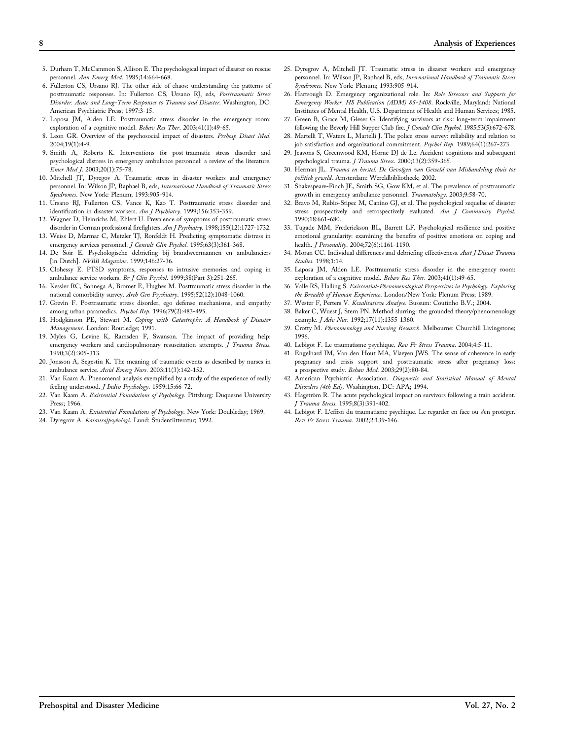5. Durham T, McCammon S, Allison E. The psychological impact of disaster on rescue personnel. *Ann Emerg Med*. 1985;14:664-668.
6. Fullerton CS, Ursano RJ. The other side of chaos: understanding the patterns of posttraumatic responses. In: Fullerton CS, Ursano RJ, eds, *Posttraumatic Stress Disorder. Acute and Long-Term Responses to Trauma and Disaster*. Washington, DC: American Psychiatric Press; 1997:3-15.
7. Laposa JM, Alden LE. Posttraumatic stress disorder in the emergency room: exploration of a cognitive model. *Behav Res Ther*. 2003;41(1):49-65.
8. Leon GR. Overview of the psychosocial impact of disasters. *Prehosp Disast Med*. 2004;19(1):4-9.
9. Smith A, Roberts K. Interventions for post-traumatic stress disorder and psychological distress in emergency ambulance personnel: a review of the literature. *Emer Med J*. 2003;20(1):75-78.
10. Mitchell JT, Dyregov A. Traumatic stress in disaster workers and emergency personnel. In: Wilson JP, Raphael B, eds, *International Handbook of Traumatic Stress Syndromes*. New York: Plenum; 1993:905-914.
11. Ursano RJ, Fullerton CS, Vance K, Kao T. Posttraumatic stress disorder and identification in disaster workers. *Am J Psychiatry*. 1999;156:353-359.
12. Wagner D, Heinrichs M, Ehlert U. Prevalence of symptoms of posttraumatic stress disorder in German professional firefighters. *Am J Psychiatry*. 1998;155(12):1727-1732.
13. Weiss D, Marmar C, Metzler TJ, Ronfeldt H. Predicting symptomatic distress in emergency services personnel. *J Consult Clin Psychol*. 1995;63(3):361-368.
14. De Soir E. Psychologische debriefing bij brandweermannen en ambulanciers [in Dutch]. *NVBB Magazine*. 1999;146:27-36.
15. Clohessy E. PTSD symptoms, responses to intrusive memories and coping in ambulance service workers. *Br J Clin Psychol*. 1999;38(Part 3):251-265.
16. Kessler RC, Sonnega A, Bromet E, Hughes M. Posttraumatic stress disorder in the national comorbidity survey. *Arch Gen Psychiatry*. 1995;52(12):1048-1060.
17. Grevin F. Posttraumatic stress disorder, ego defense mechanisms, and empathy among urban paramedics. *Psychol Rep*. 1996;79(2):483-495.
18. Hodgkinson PE, Stewart M. *Coping with Catastrophe: A Handbook of Disaster Management*. London: Routledge; 1991.
19. Myles G, Levine K, Ramsden F, Swanson. The impact of providing help: emergency workers and cardiopulmonary resuscitation attempts. *J Trauma Stress*. 1990;3(2):305-313.
20. Jonsson A, Segestin K. The meaning of traumatic events as described by nurses in ambulance service. *Accid Emerg Nurs*. 2003;11(3):142-152.
21. Van Kaam A. Phenomenal analysis exemplified by a study of the experience of really feeling understood. *J Indiv Psychology*. 1959;15:66-72.
22. Van Kaam A. *Existential Foundations of Psychology*. Pittsburg: Duquesne University Press; 1966.
23. Van Kaam A. *Existential Foundations of Psychology*. New York: Doubleday; 1969.
24. Dyregrov A. *Katastrofpsykologi*. Lund: Studentlitteratur; 1992.
25. Dyregrov A, Mitchell JT. Traumatic stress in disaster workers and emergency personnel. In: Wilson JP, Raphael B, eds, *International Handbook of Traumatic Stress Syndromes*. New York: Plenum; 1993:905-914.
26. Hartsough D. Emergency organizational role. In: *Role Stressors and Supports for Emergency Worker. HS Publication (ADM) 85-1408*. Rockville, Maryland: National Institutes of Mental Health, U.S. Department of Health and Human Services; 1985.
27. Green B, Grace M, Gleser G. Identifying survivors at risk: long-term impairment following the Beverly Hill Supper Club fire. *J Consult Clin Psychol*. 1985;53(5):672-678.
28. Martelli T, Waters L, Martelli J. The police stress survey: reliability and relation to job satisfaction and organizational commitment. *Psychol Rep*. 1989;64(1):267-273.
29. Jeavons S, Greenwood KM, Horne DJ de Le. Accident cognitions and subsequent psychological trauma. *J Trauma Stress*. 2000;13(2):359-365.
30. Herman JL. *Trauma en herstel. De Gevolgen van Geweld van Mishandeling thuis tot politiek geweld*. Amsterdam: Wereldbibliotheek; 2002.
31. Shakespeare-Finch JE, Smith SG, Gow KM, et al. The prevalence of posttraumatic growth in emergency ambulance personnel. *Traumatology*. 2003;9:58-70.
32. Bravo M, Rubio-Stipec M, Canino GJ, et al. The psychological sequelae of disaster stress prospectively and retrospectively evaluated. *Am J Community Psychol*. 1990;18:661-680.
33. Tugade MM, Frederickson BL, Barrett LF. Psychological resilience and positive emotional granularity: examining the benefits of positive emotions on coping and health. *J Personality*. 2004;72(6):1161-1190.
34. Moran CC. Individual differences and debriefing effectiveness. *Aust J Disast Trauma Studies*. 1998;1:14.
35. Laposa JM, Alden LE. Posttraumatic stress disorder in the emergency room: exploration of a cognitive model. *Behav Res Ther*. 2003;41(1):49-65.
36. Valle RS, Halling S. *Existential-Phenomenological Perspectives in Psychology. Exploring the Breadth of Human Experience*. London/New York: Plenum Press; 1989.
37. Wester F, Perters V. *Kwalitatieve Analyse*. Bussum: Coutinho B.V.; 2004.
38. Baker C, Wuest J, Stern PN. Method slurring: the grounded theory/phenomenology example. *J Adv Nur*. 1992;17(11):1355-1360.
39. Crotty M. *Phenomenology and Nursing Research*. Melbourne: Churchill Livingstone; 1996.
40. Lebigot F. Le traumatisme psychique. *Rev Fr Stress Trauma*. 2004;4:5-11.
41. Engelhard IM, Van den Hout MA, Vlaeyen JWS. The sense of coherence in early pregnancy and crisis support and posttraumatic stress after pregnancy loss: a prospective study. *Behav Med*. 2003;29(2):80-84.
42. American Psychiatric Association. *Diagnostic and Statistical Manual of Mental Disorders (4th Ed)*. Washington, DC: APA; 1994.
43. Hagström R. The acute psychological impact on survivors following a train accident. *J Trauma Stress*. 1995;8(3):391-402.
44. Lebigot F. L'effroi du traumatisme psychique. Le regarder en face ou s'en protéger. *Rev Fr Stress Trauma*. 2002;2:139-146.